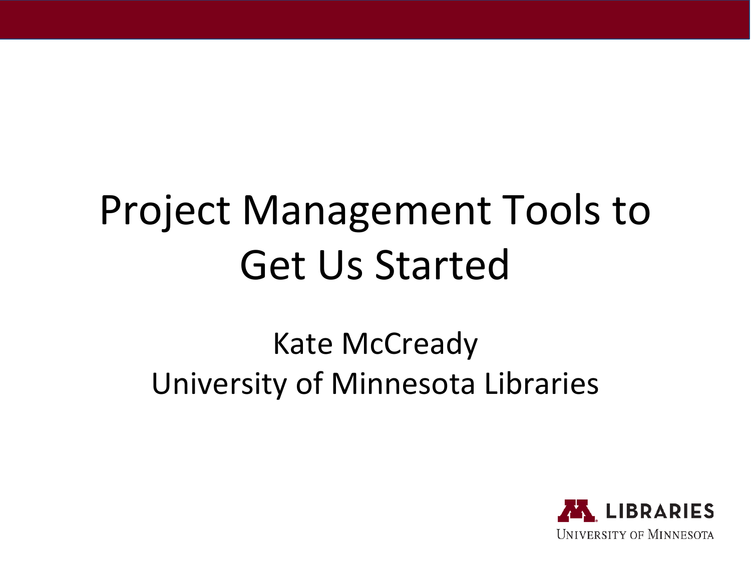# Project Management Tools to Get Us Started

Kate McCready

University of Minnesota Libraries

LIBRARIES
UNIVERSITY OF MINNESOTA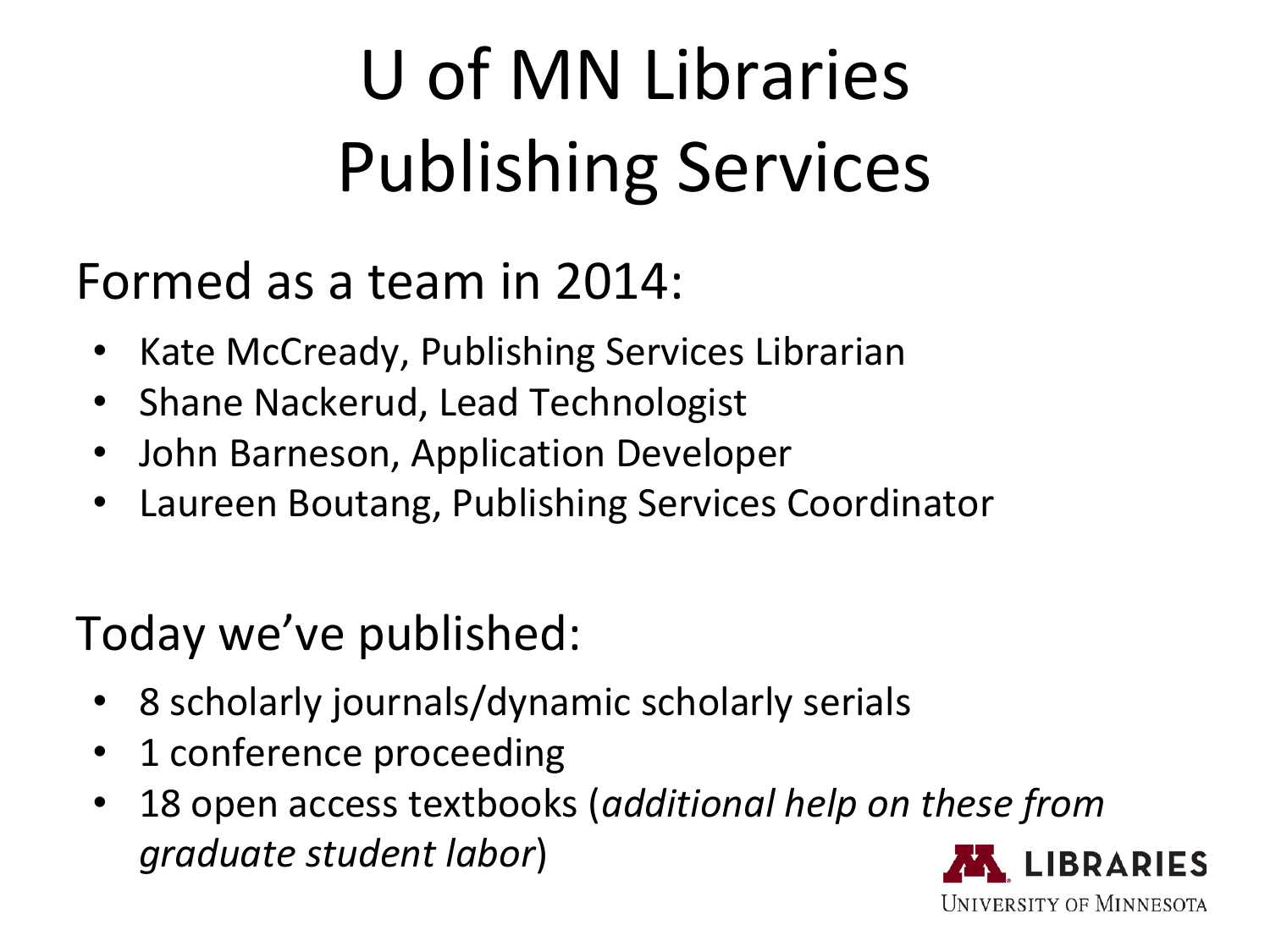# U of MN Libraries Publishing Services

Formed as a team in 2014:

- Kate McCready, Publishing Services Librarian
- Shane Nackerud, Lead Technologist
- John Barneson, Application Developer
- Laureen Boutang, Publishing Services Coordinator

Today we've published:

- 8 scholarly journals/dynamic scholarly serials
- 1 conference proceeding
- 18 open access textbooks (*additional help on these from graduate student labor*)

LIBRARIES
UNIVERSITY OF MINNESOTA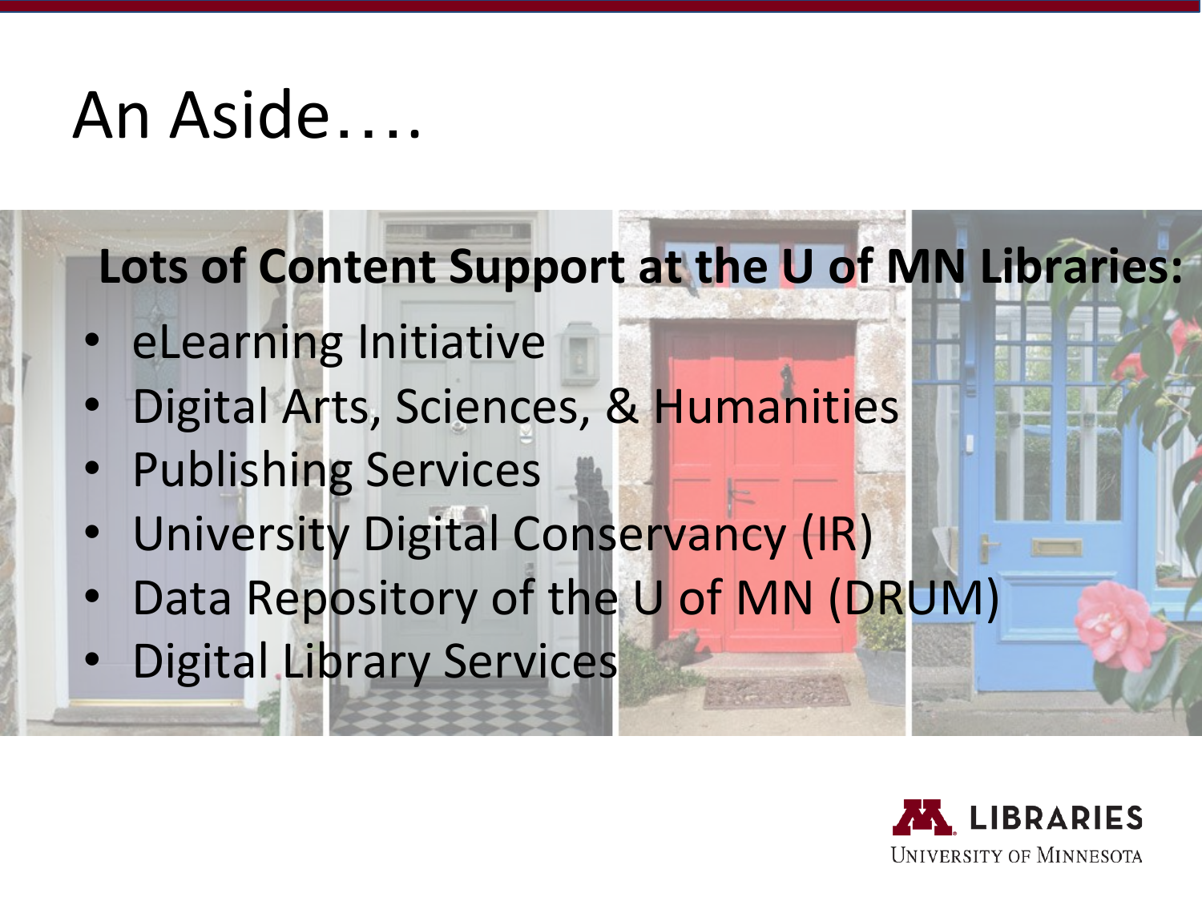# An Aside….

**Lots of Content Support at the U of MN Libraries:**

- eLearning Initiative
- Digital Arts, Sciences, & Humanities
- Publishing Services
- University Digital Conservancy (IR)
- Data Repository of the U of MN (DRUM)
- Digital Library Services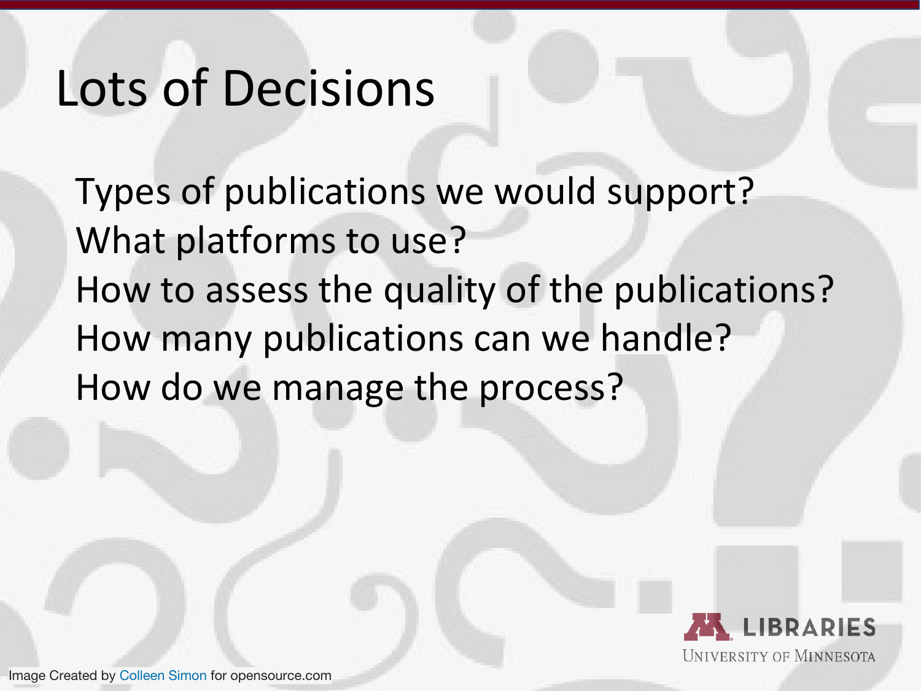# Lots of Decisions

Types of publications we would support?
What platforms to use?
How to assess the quality of the publications?
How many publications can we handle?
How do we manage the process?

LIBRARIES
UNIVERSITY OF MINNESOTA

Image Created by Colleen Simon for opensource.com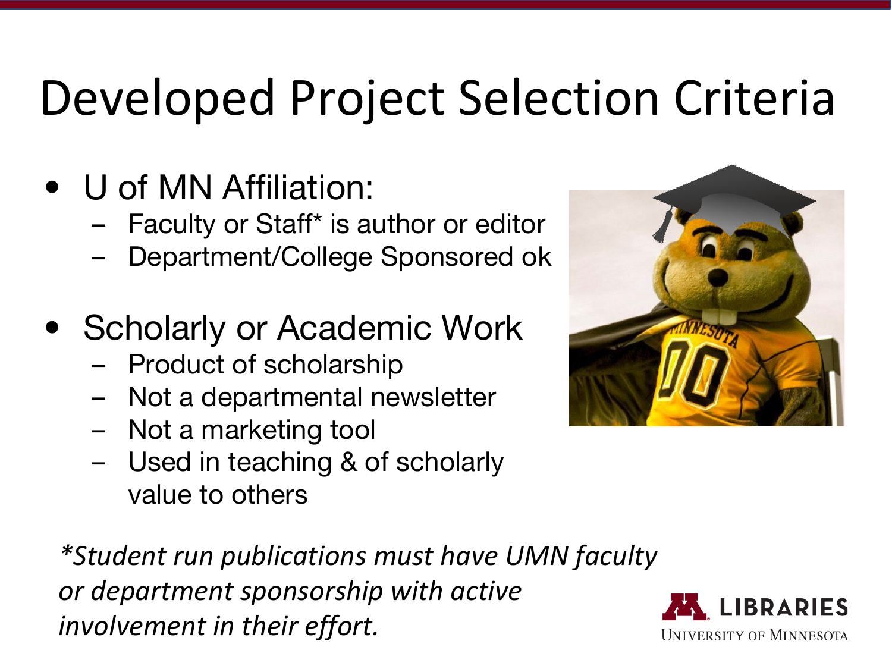# Developed Project Selection Criteria

- U of MN Affiliation:
  - Faculty or Staff* is author or editor
  - Department/College Sponsored ok
- Scholarly or Academic Work
  - Product of scholarship
  - Not a departmental newsletter
  - Not a marketing tool
  - Used in teaching & of scholarly value to others

*\*Student run publications must have UMN faculty or department sponsorship with active involvement in their effort.*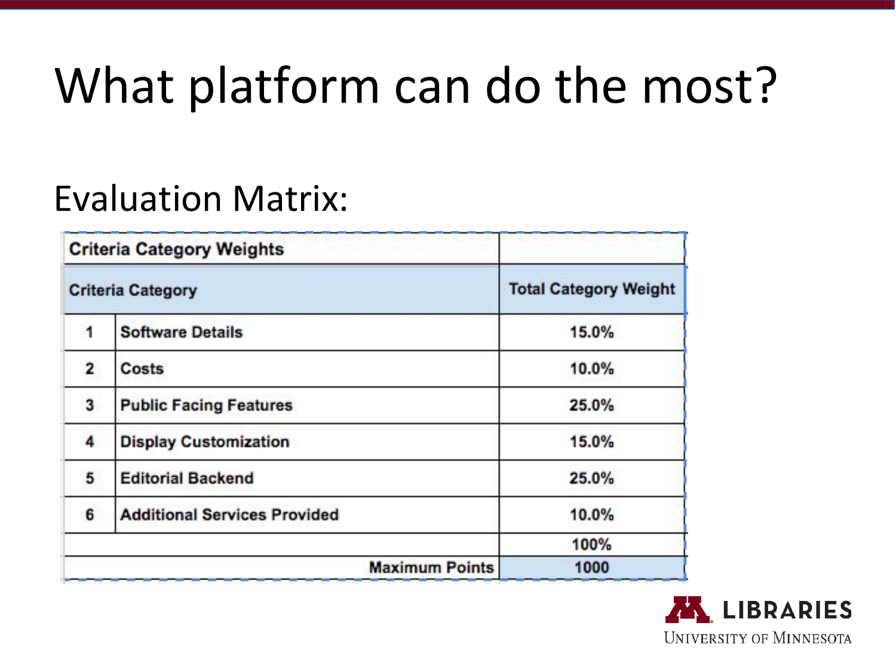# What platform can do the most?

## Evaluation Matrix:

| Criteria Category Weights | | |
|---|---|---|
| **Criteria Category** | | **Total Category Weight** |
| 1 | Software Details | 15.0% |
| 2 | Costs | 10.0% |
| 3 | Public Facing Features | 25.0% |
| 4 | Display Customization | 15.0% |
| 5 | Editorial Backend | 25.0% |
| 6 | Additional Services Provided | 10.0% |
| | | 100% |
| | **Maximum Points** | 1000 |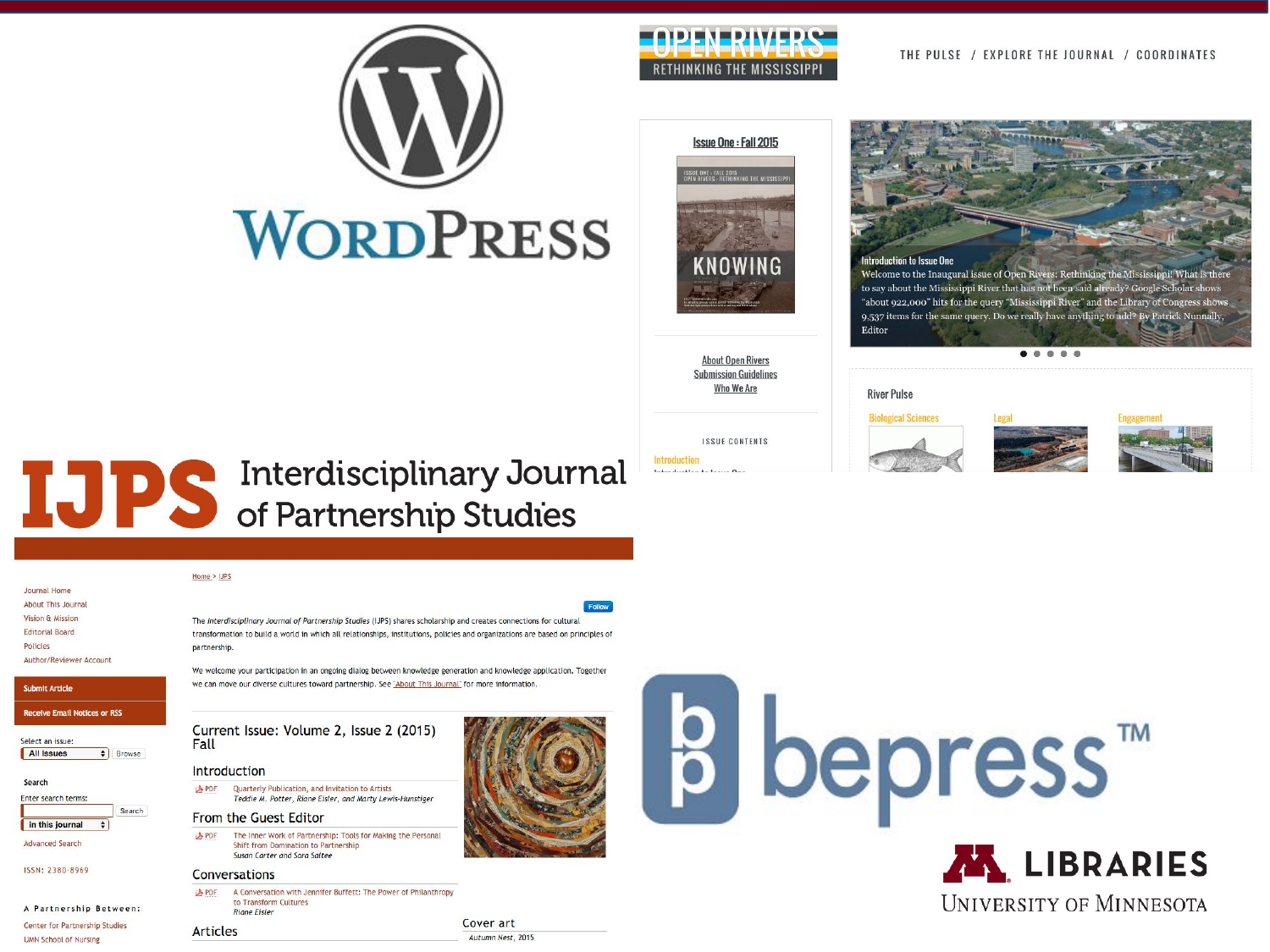WordPress

OPEN RIVERS
RETHINKING THE MISSISSIPPI

THE PULSE / EXPLORE THE JOURNAL / COORDINATES

Issue One : Fall 2015

KNOWING

About Open Rivers
Submission Guidelines
Who We Are

ISSUE CONTENTS

Introduction

Introduction to Issue One
Welcome to the Inaugural issue of Open Rivers: Rethinking the Mississippi! What is there to say about the Mississippi River that has not been said already? Google Scholar shows "about 922,000" hits for the query "Mississippi River" and the Library of Congress shows 9,537 items for the same query. Do we really have anything to add? By Patrick Nunnally, Editor

River Pulse

Biological Sciences | Legal | Engagement

IJPS Interdisciplinary Journal of Partnership Studies

Home > IJPS

Journal Home
About This Journal
Vision & Mission
Editorial Board
Policies
Author/Reviewer Account

Submit Article

Receive Email Notices or RSS

Select an issue:
All Issues | Browse

Search
Enter search terms:
Search
in this journal

Advanced Search

ISSN: 2380-8969

A Partnership Between:
Center for Partnership Studies
UMN School of Nursing

Follow

The *Interdisciplinary Journal of Partnership Studies* (IJPS) shares scholarship and creates connections for cultural transformation to build a world in which all relationships, institutions, policies and organizations are based on principles of partnership.

We welcome your participation in an ongoing dialog between knowledge generation and knowledge application. Together we can move our diverse cultures toward partnership. See "About This Journal" for more information.

## Current Issue: Volume 2, Issue 2 (2015) Fall

### Introduction

PDF Quarterly Publication, and Invitation to Artists
*Teddie M. Potter, Riane Eisler, and Marty Lewis-Hunstiger*

### From the Guest Editor

PDF The Inner Work of Partnership: Tools for Making the Personal Shift from Domination to Partnership
*Susan Carter and Sara Saltee*

### Conversations

PDF A Conversation with Jennifer Buffett: The Power of Philanthropy to Transform Cultures
*Riane Eisler*

### Articles

Cover art
*Autumn Nest*, 2015

bepress™

LIBRARIES
UNIVERSITY OF MINNESOTA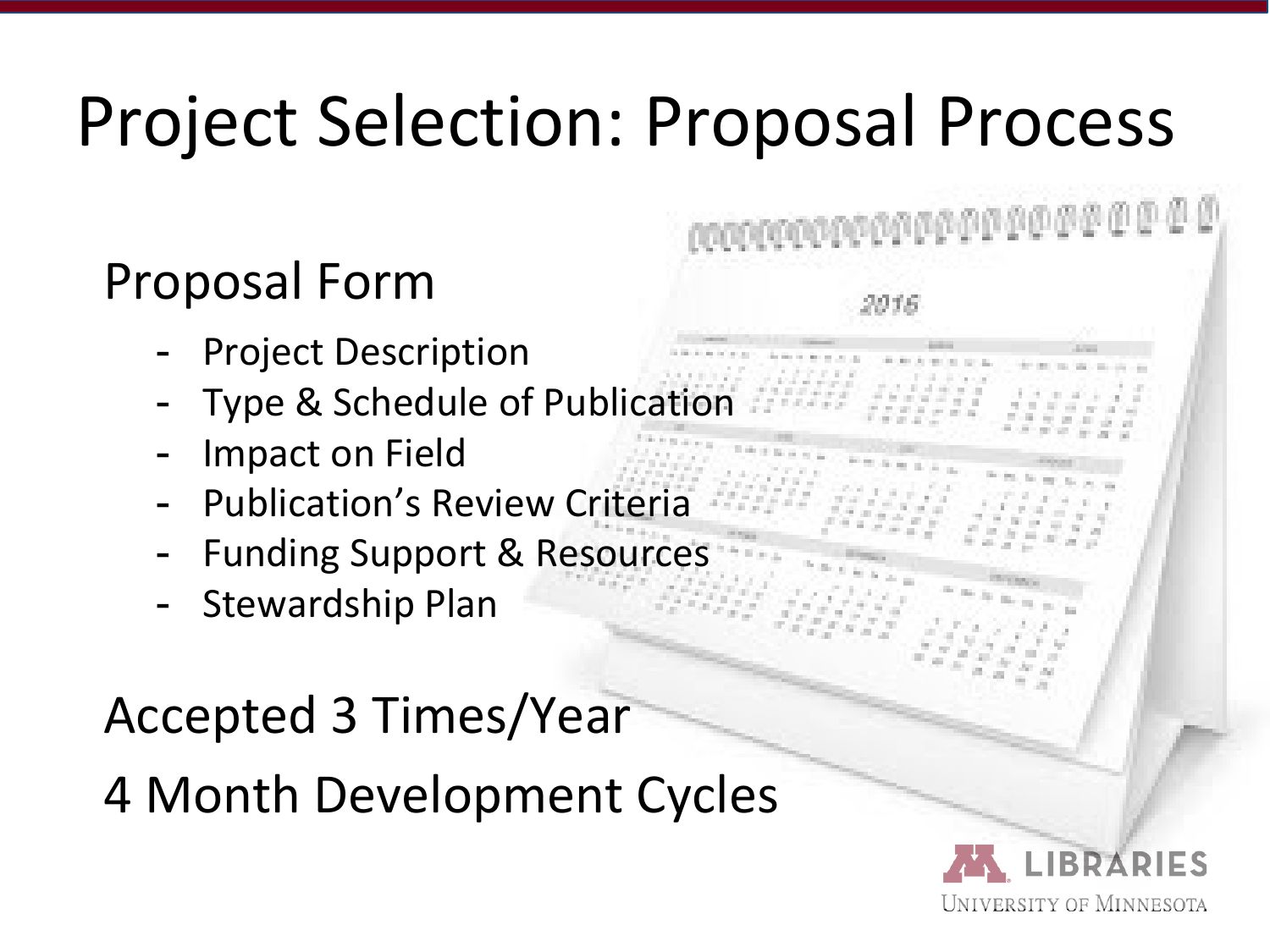# Project Selection: Proposal Process

## Proposal Form

- Project Description
- Type & Schedule of Publication
- Impact on Field
- Publication's Review Criteria
- Funding Support & Resources
- Stewardship Plan

## Accepted 3 Times/Year

## 4 Month Development Cycles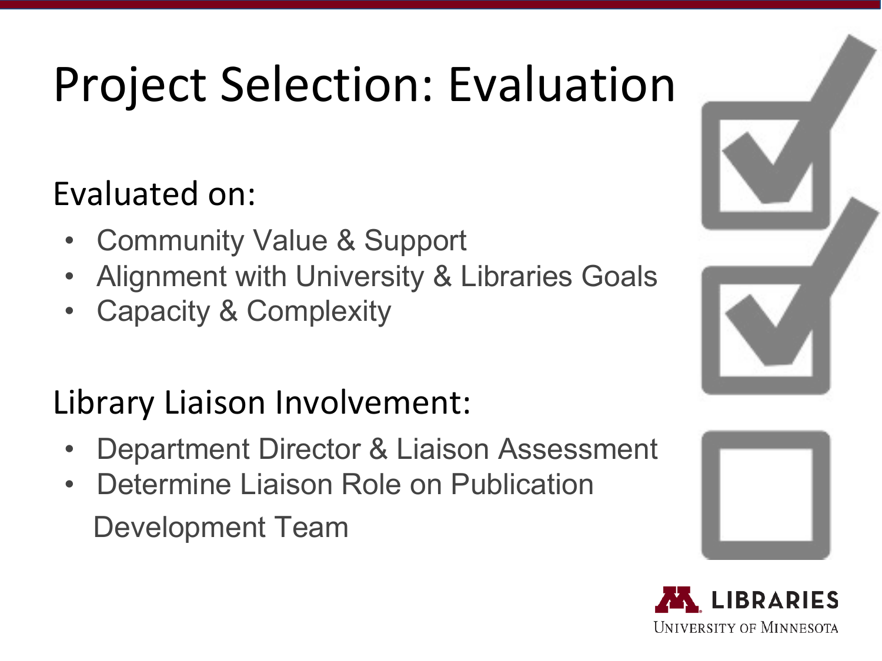# Project Selection: Evaluation

## Evaluated on:

- Community Value & Support
- Alignment with University & Libraries Goals
- Capacity & Complexity

## Library Liaison Involvement:

- Department Director & Liaison Assessment
- Determine Liaison Role on Publication Development Team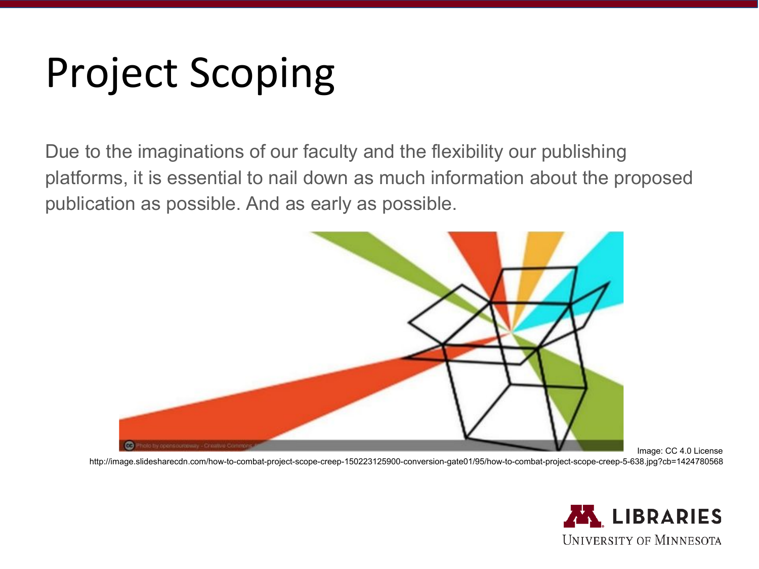# Project Scoping

Due to the imaginations of our faculty and the flexibility our publishing platforms, it is essential to nail down as much information about the proposed publication as possible. And as early as possible.

Image: CC 4.0 License

http://image.slidesharecdn.com/how-to-combat-project-scope-creep-150223125900-conversion-gate01/95/how-to-combat-project-scope-creep-5-638.jpg?cb=1424780568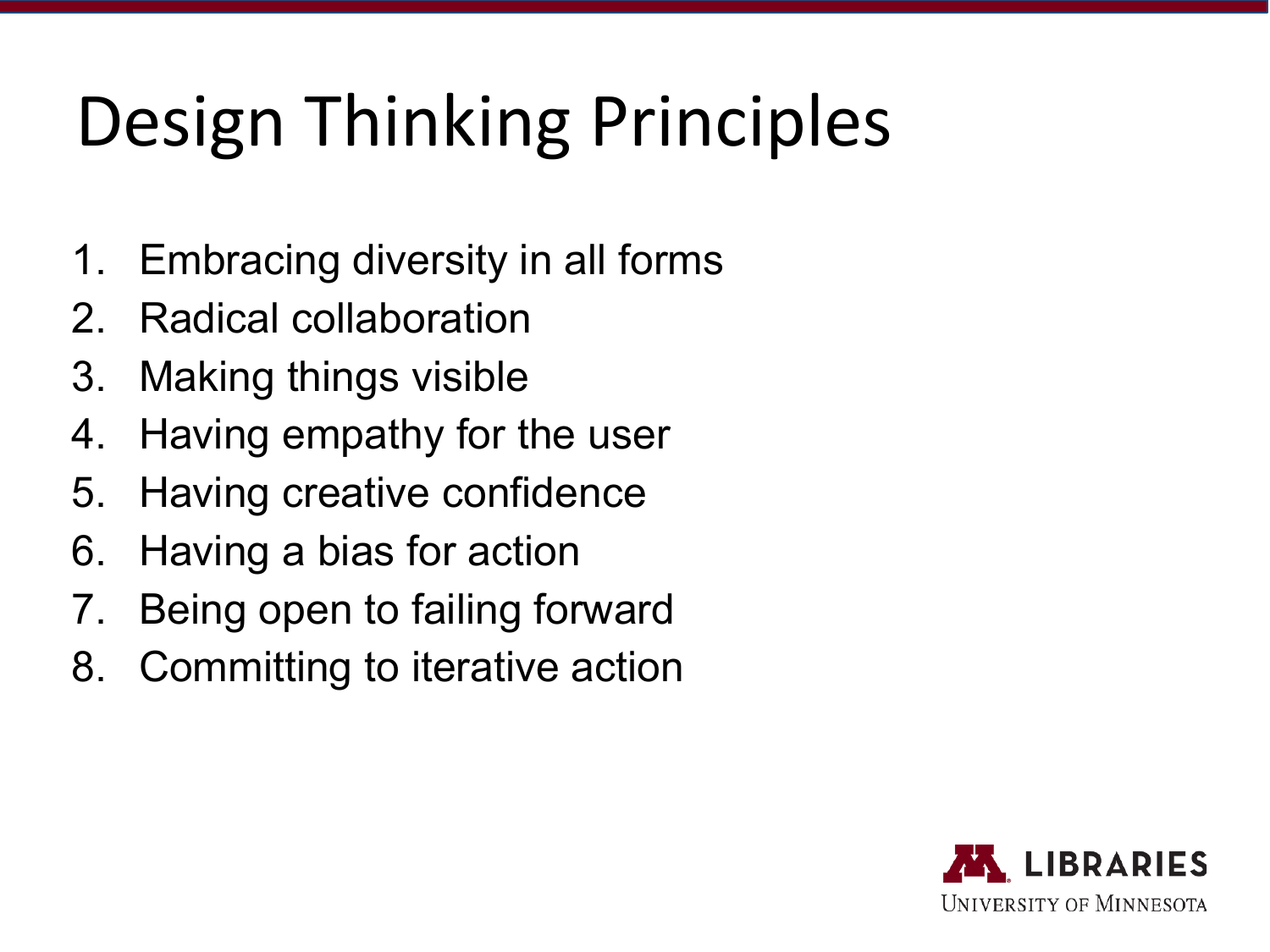# Design Thinking Principles

1. Embracing diversity in all forms
2. Radical collaboration
3. Making things visible
4. Having empathy for the user
5. Having creative confidence
6. Having a bias for action
7. Being open to failing forward
8. Committing to iterative action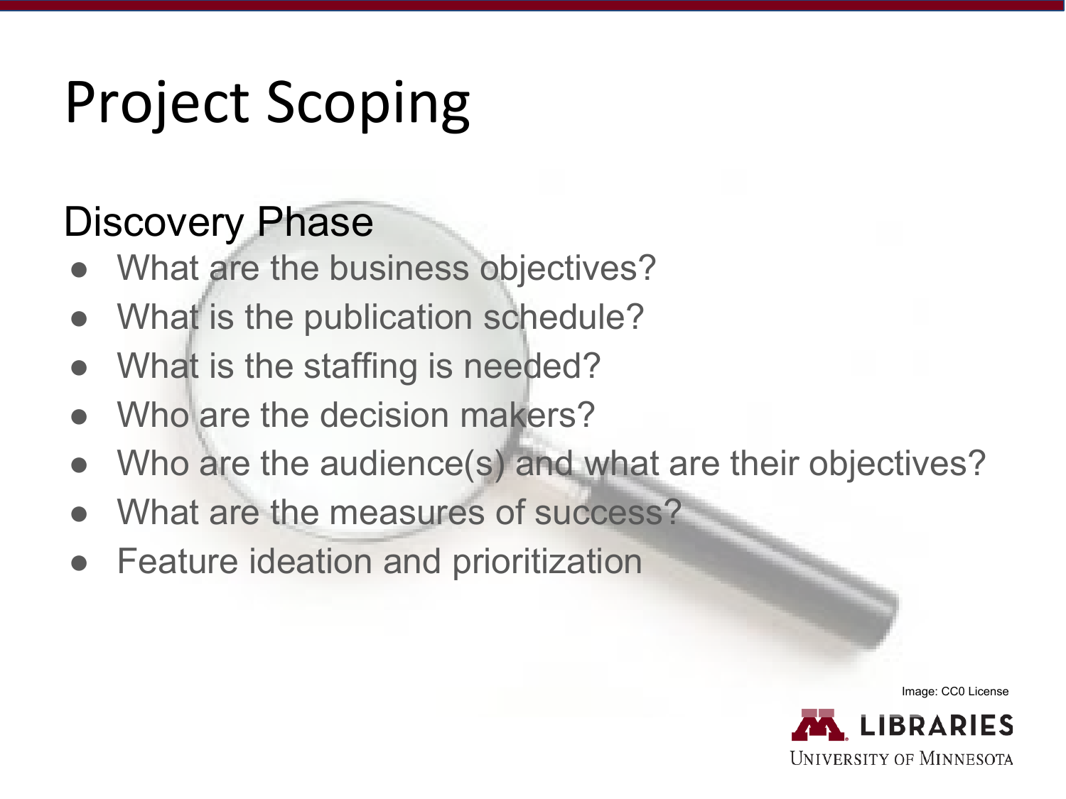# Project Scoping

## Discovery Phase

- What are the business objectives?
- What is the publication schedule?
- What is the staffing is needed?
- Who are the decision makers?
- Who are the audience(s) and what are their objectives?
- What are the measures of success?
- Feature ideation and prioritization

Image: CC0 License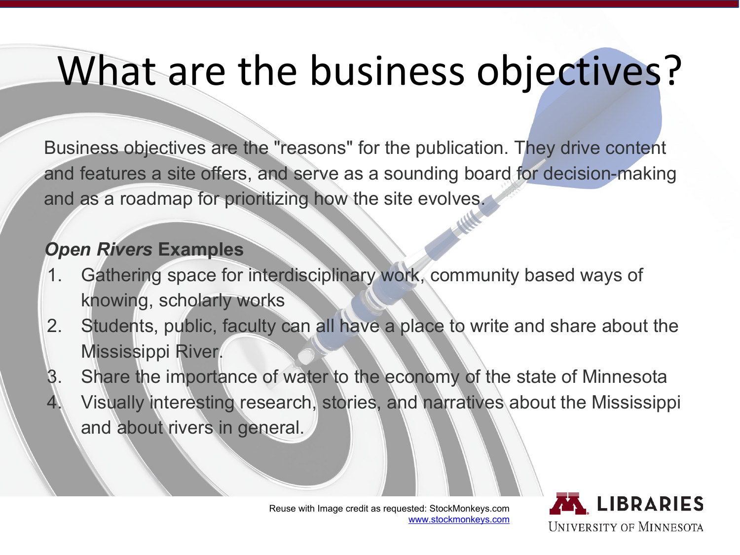# What are the business objectives?

Business objectives are the "reasons" for the publication. They drive content and features a site offers, and serve as a sounding board for decision-making and as a roadmap for prioritizing how the site evolves.

***Open Rivers*** **Examples**

1. Gathering space for interdisciplinary work, community based ways of knowing, scholarly works
2. Students, public, faculty can all have a place to write and share about the Mississippi River.
3. Share the importance of water to the economy of the state of Minnesota
4. Visually interesting research, stories, and narratives about the Mississippi and about rivers in general.

Reuse with Image credit as requested: StockMonkeys.com
www.stockmonkeys.com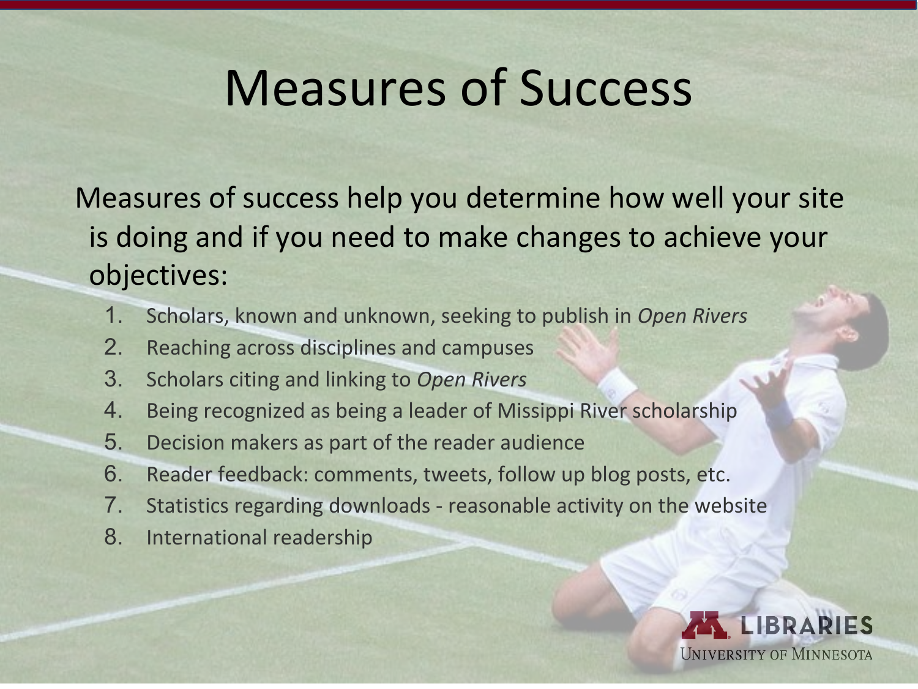# Measures of Success

Measures of success help you determine how well your site is doing and if you need to make changes to achieve your objectives:

1. Scholars, known and unknown, seeking to publish in *Open Rivers*
2. Reaching across disciplines and campuses
3. Scholars citing and linking to *Open Rivers*
4. Being recognized as being a leader of Missippi River scholarship
5. Decision makers as part of the reader audience
6. Reader feedback: comments, tweets, follow up blog posts, etc.
7. Statistics regarding downloads - reasonable activity on the website
8. International readership

LIBRARIES
UNIVERSITY OF MINNESOTA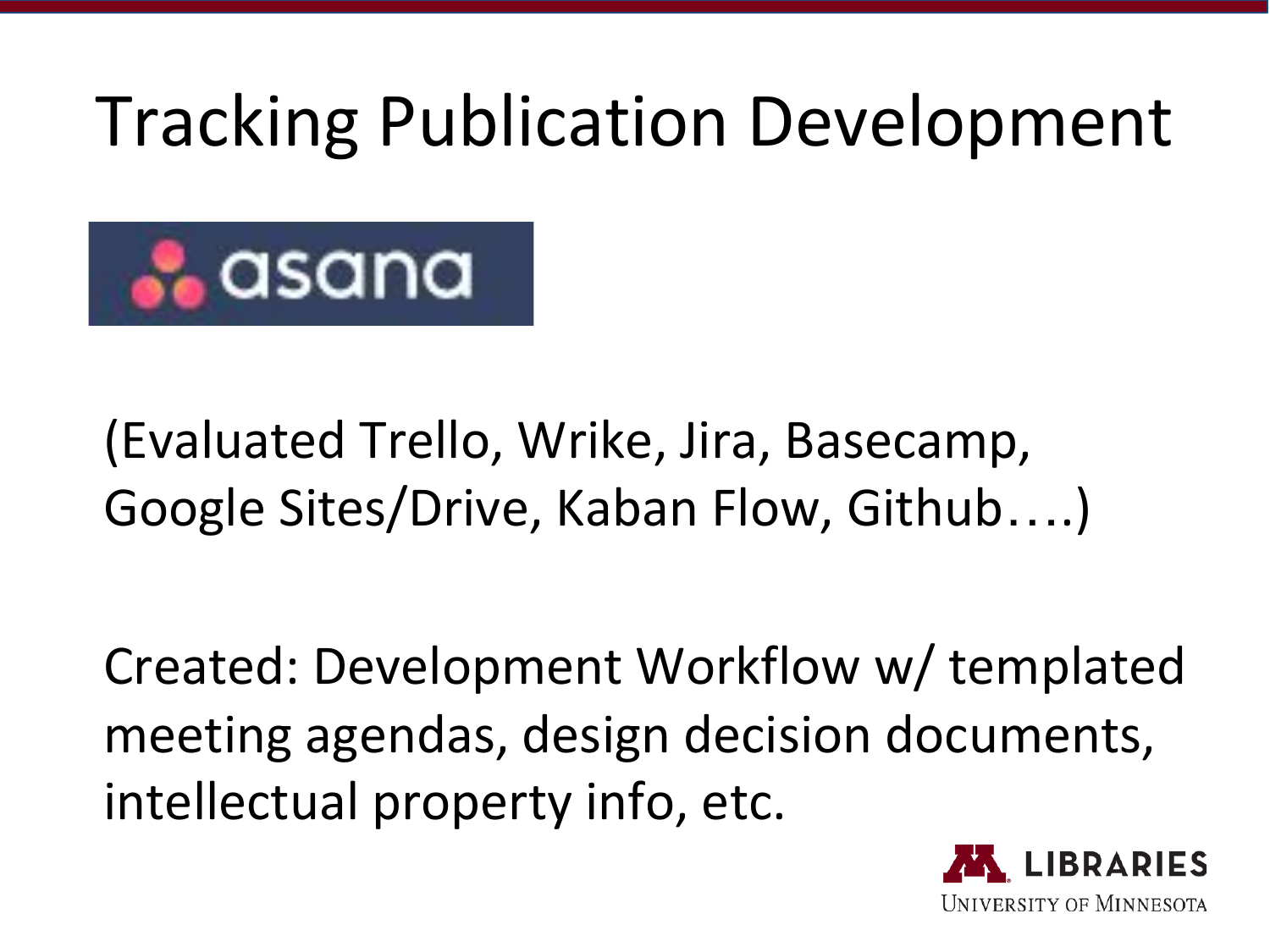# Tracking Publication Development

asana

(Evaluated Trello, Wrike, Jira, Basecamp, Google Sites/Drive, Kaban Flow, Github….)

Created: Development Workflow w/ templated meeting agendas, design decision documents, intellectual property info, etc.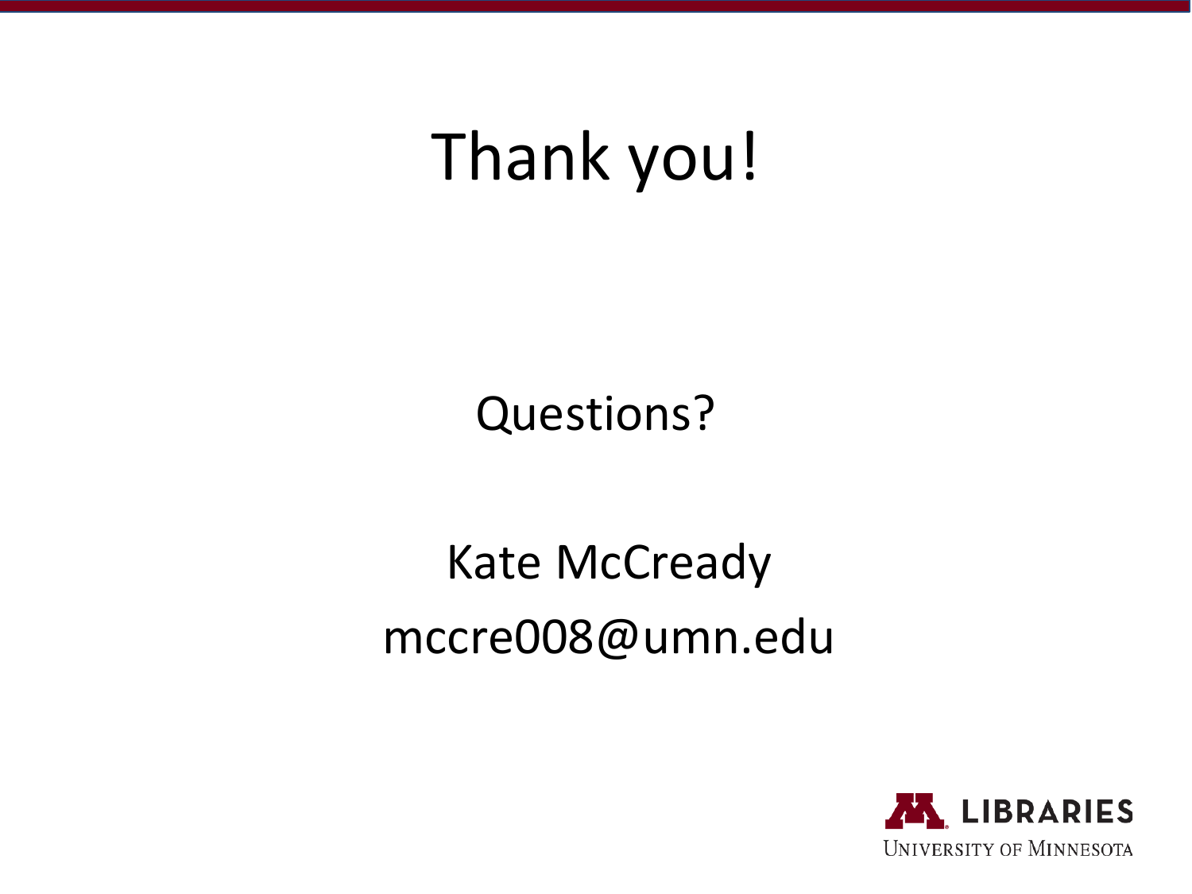# Thank you!

Questions?

Kate McCready
mccre008@umn.edu

LIBRARIES
UNIVERSITY OF MINNESOTA